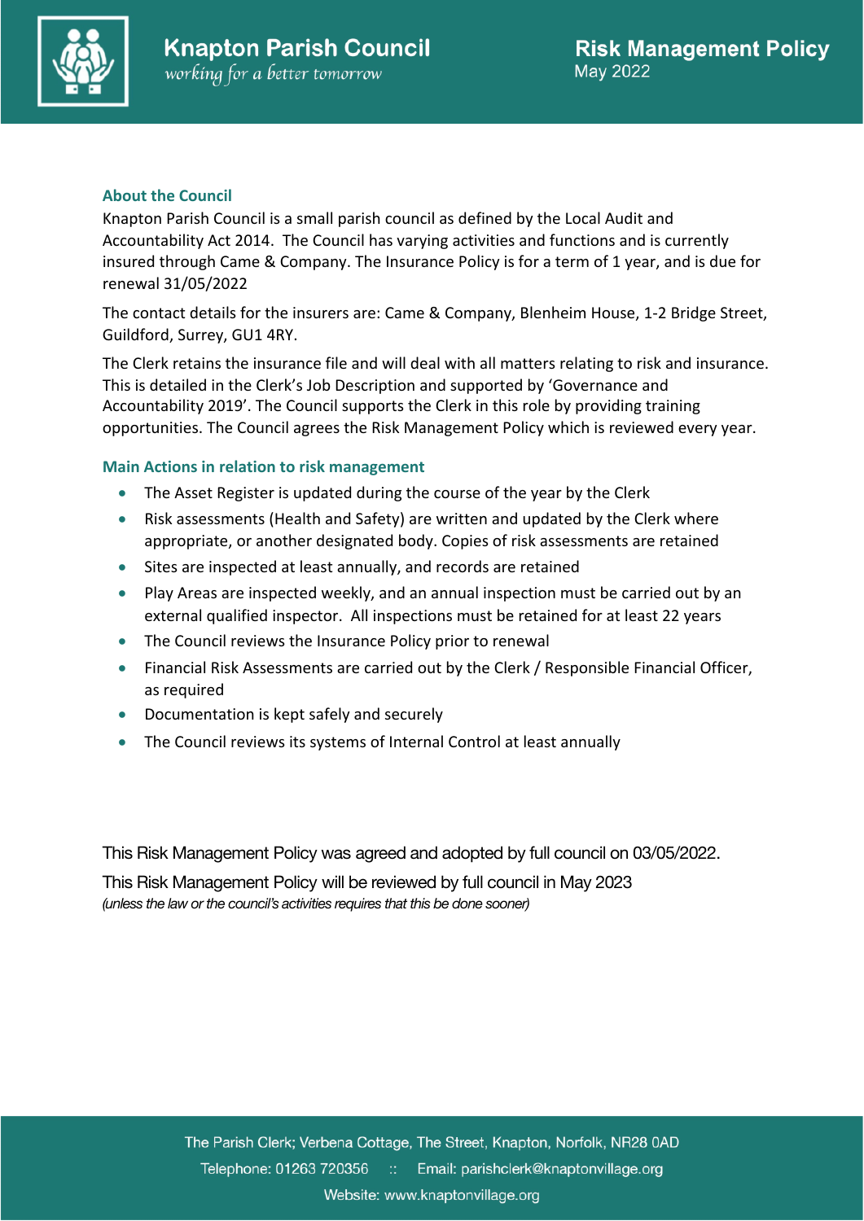# Knapton Parish Council

*working for a better tomorrow*

## Risk Management Policy

May 2022

### About the Council

Knapton Parish Council is a small parish council as defined by the Local Audit and Accountability Act 2014. The Council has varying activities and functions and is currently insured through Came & Company. The Insurance Policy is for a term of 1 year, and is due for renewal 31/05/2022

The contact details for the insurers are: Came & Company, Blenheim House, 1-2 Bridge Street, Guildford, Surrey, GU1 4RY.

The Clerk retains the insurance file and will deal with all matters relating to risk and insurance. This is detailed in the Clerk's Job Description and supported by 'Governance and Accountability 2019'. The Council supports the Clerk in this role by providing training opportunities. The Council agrees the Risk Management Policy which is reviewed every year.

### Main Actions in relation to risk management

- The Asset Register is updated during the course of the year by the Clerk
- Risk assessments (Health and Safety) are written and updated by the Clerk where appropriate, or another designated body. Copies of risk assessments are retained
- Sites are inspected at least annually, and records are retained
- Play Areas are inspected weekly, and an annual inspection must be carried out by an external qualified inspector. All inspections must be retained for at least 22 years
- The Council reviews the Insurance Policy prior to renewal
- Financial Risk Assessments are carried out by the Clerk / Responsible Financial Officer, as required
- Documentation is kept safely and securely
- The Council reviews its systems of Internal Control at least annually

This Risk Management Policy was agreed and adopted by full council on 03/05/2022.

This Risk Management Policy will be reviewed by full council in May 2023

*(unless the law or the council's activities requires that this be done sooner)*

The Parish Clerk; Verbena Cottage, The Street, Knapton, Norfolk, NR28 0AD

Telephone: 01263 720356 :: Email: parishclerk@knaptonvillage.org

Website: www.knaptonvillage.org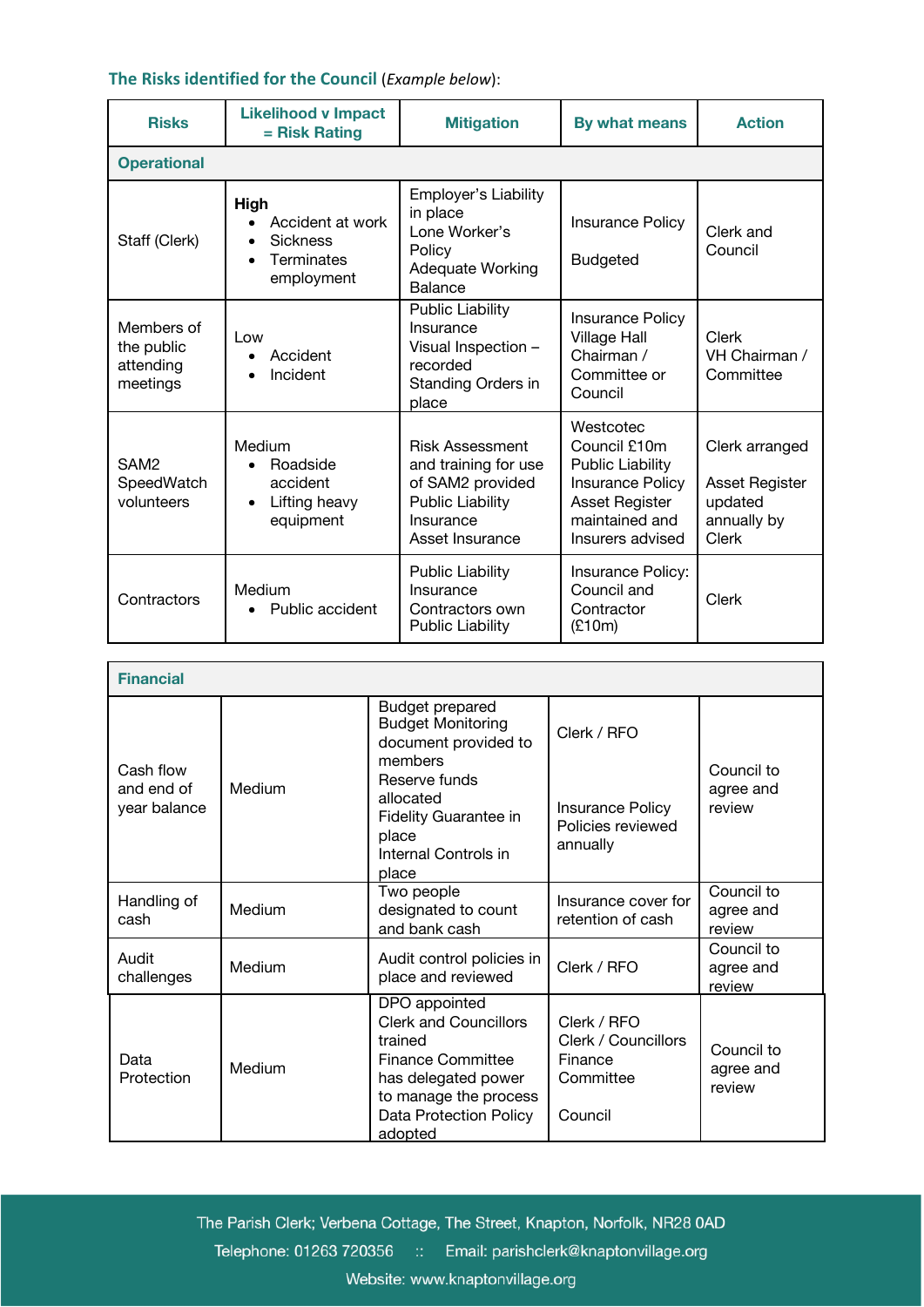**The Risks identified for the Council** (*Example below*):

| Risks | Likelihood v Impact = Risk Rating | Mitigation | By what means | Action |
|---|---|---|---|---|
| **Operational** | | | | |
| Staff (Clerk) | **High**<br>• Accident at work<br>• Sickness<br>• Terminates employment | Employer's Liability in place<br>Lone Worker's Policy<br>Adequate Working Balance | Insurance Policy<br><br>Budgeted | Clerk and Council |
| Members of the public attending meetings | Low<br>• Accident<br>• Incident | Public Liability Insurance<br>Visual Inspection – recorded<br>Standing Orders in place | Insurance Policy<br>Village Hall Chairman / Committee or Council | Clerk<br>VH Chairman / Committee |
| SAM2 SpeedWatch volunteers | Medium<br>• Roadside accident<br>• Lifting heavy equipment | Risk Assessment and training for use of SAM2 provided<br>Public Liability Insurance<br>Asset Insurance | Westcotec<br>Council £10m Public Liability Insurance Policy<br>Asset Register maintained and Insurers advised | Clerk arranged<br><br>Asset Register updated annually by Clerk |
| Contractors | Medium<br>• Public accident | Public Liability Insurance<br>Contractors own Public Liability | Insurance Policy: Council and Contractor (£10m) | Clerk |
| **Financial** | | | | |
| Cash flow and end of year balance | Medium | Budget prepared<br>Budget Monitoring document provided to members<br>Reserve funds allocated<br>Fidelity Guarantee in place<br>Internal Controls in place | Clerk / RFO<br><br>Insurance Policy<br>Policies reviewed annually | Council to agree and review |
| Handling of cash | Medium | Two people designated to count and bank cash | Insurance cover for retention of cash | Council to agree and review |
| Audit challenges | Medium | Audit control policies in place and reviewed | Clerk / RFO | Council to agree and review |
| Data Protection | Medium | DPO appointed<br>Clerk and Councillors trained<br>Finance Committee has delegated power to manage the process<br>Data Protection Policy adopted | Clerk / RFO<br>Clerk / Councillors<br>Finance Committee<br><br>Council | Council to agree and review |

The Parish Clerk; Verbena Cottage, The Street, Knapton, Norfolk, NR28 0AD
Telephone: 01263 720356 :: Email: parishclerk@knaptonvillage.org
Website: www.knaptonvillage.org